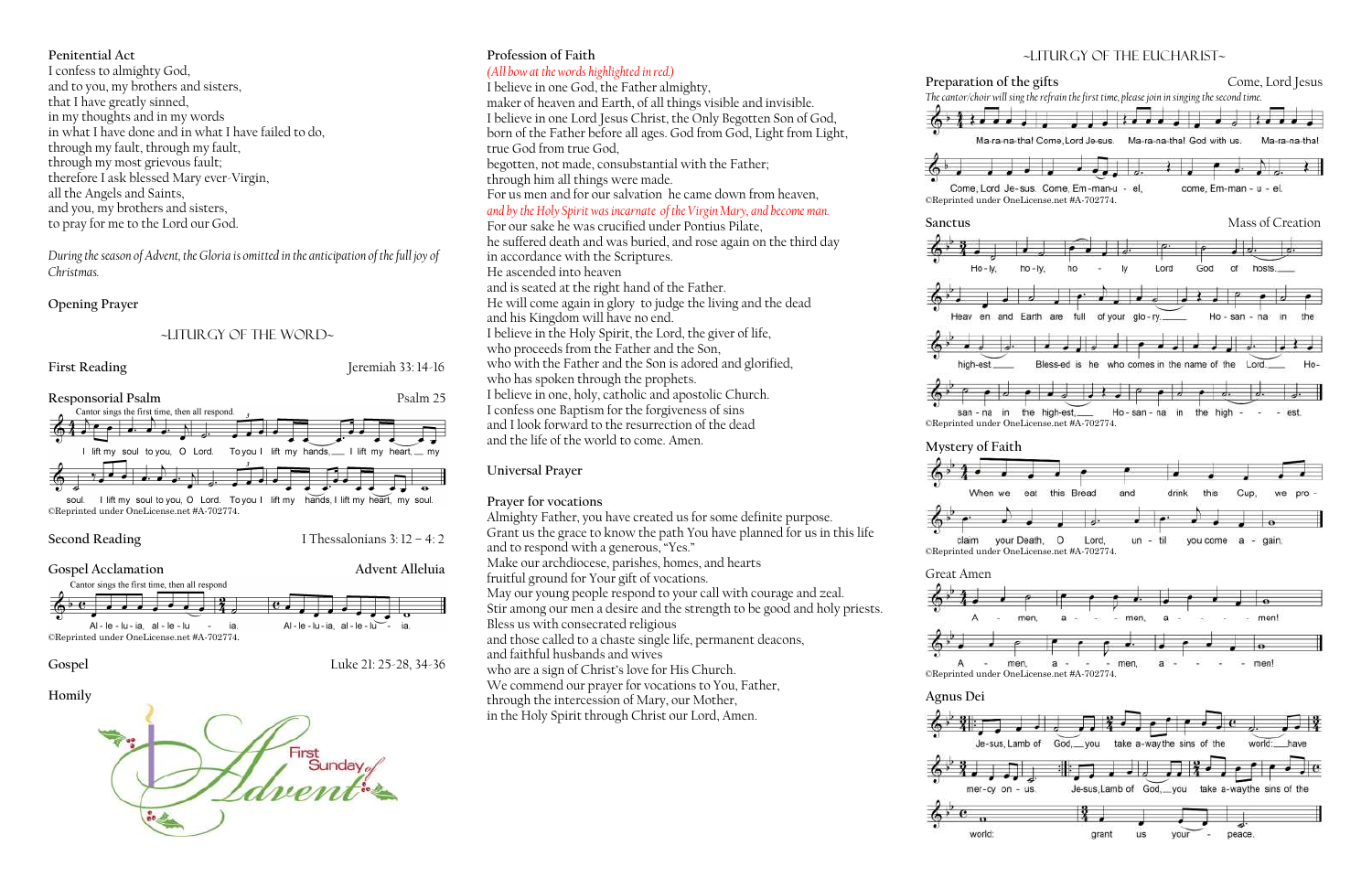**Penitential Act**

I confess to almighty God,
and to you, my brothers and sisters,
that I have greatly sinned,
in my thoughts and in my words
in what I have done and in what I have failed to do,
through my fault, through my fault,
through my most grievous fault;
therefore I ask blessed Mary ever-Virgin,
all the Angels and Saints,
and you, my brothers and sisters,
to pray for me to the Lord our God.

*During the season of Advent, the Gloria is omitted in the anticipation of the full joy of Christmas.*

**Opening Prayer**

## ~LITURGY OF THE WORD~

**First Reading** — Jeremiah 33: 14-16

**Responsorial Psalm** — Psalm 25

Cantor sings the first time, then all respond.

I lift my soul to you, O Lord. To you I lift my hands, I lift my heart, my soul. I lift my soul to you, O Lord. To you I lift my hands, I lift my heart, my soul.

©Reprinted under OneLicense.net #A-702774.

**Second Reading** — I Thessalonians 3: 12 – 4: 2

**Gospel Acclamation** — Advent Alleluia

Cantor sings the first time, then all respond

Al - le - lu - ia, al - le - lu - ia. Al - le - lu - ia, al - le - lu - ia.

©Reprinted under OneLicense.net #A-702774.

**Gospel** — Luke 21: 25-28, 34-36

**Homily**

First Sunday of Advent

**Profession of Faith**

*(All bow at the words highlighted in red.)*

I believe in one God, the Father almighty,
maker of heaven and Earth, of all things visible and invisible.
I believe in one Lord Jesus Christ, the Only Begotten Son of God,
born of the Father before all ages. God from God, Light from Light,
true God from true God,
begotten, not made, consubstantial with the Father;
through him all things were made.
For us men and for our salvation he came down from heaven,
*and by the Holy Spirit was incarnate of the Virgin Mary, and became man.*
For our sake he was crucified under Pontius Pilate,
he suffered death and was buried, and rose again on the third day
in accordance with the Scriptures.
He ascended into heaven
and is seated at the right hand of the Father.
He will come again in glory to judge the living and the dead
and his Kingdom will have no end.
I believe in the Holy Spirit, the Lord, the giver of life,
who proceeds from the Father and the Son,
who with the Father and the Son is adored and glorified,
who has spoken through the prophets.
I believe in one, holy, catholic and apostolic Church.
I confess one Baptism for the forgiveness of sins
and I look forward to the resurrection of the dead
and the life of the world to come. Amen.

**Universal Prayer**

**Prayer for vocations**

Almighty Father, you have created us for some definite purpose.
Grant us the grace to know the path You have planned for us in this life
and to respond with a generous, "Yes."
Make our archdiocese, parishes, homes, and hearts
fruitful ground for Your gift of vocations.
May our young people respond to your call with courage and zeal.
Stir among our men a desire and the strength to be good and holy priests.
Bless us with consecrated religious
and those called to a chaste single life, permanent deacons,
and faithful husbands and wives
who are a sign of Christ's love for His Church.
We commend our prayer for vocations to You, Father,
through the intercession of Mary, our Mother,
in the Holy Spirit through Christ our Lord, Amen.

## ~LITURGY OF THE EUCHARIST~

**Preparation of the gifts** — Come, Lord Jesus

*The cantor/choir will sing the refrain the first time, please join in singing the second time.*

Ma-ra-na-tha! Come, Lord Je-sus. Ma-ra-na-tha! God with us. Ma-ra-na-tha! Come, Lord Je-sus. Come, Em-man-u - el, come, Em-man - u - el.

©Reprinted under OneLicense.net #A-702774.

**Sanctus** — Mass of Creation

Ho - ly, ho - ly, ho - ly Lord God of hosts. Heav en and Earth are full of your glo - ry. Ho - san - na in the high-est. Bless-ed is he who comes in the name of the Lord. Ho - san - na in the high-est, Ho - san - na in the high - est.

©Reprinted under OneLicense.net #A-702774.

**Mystery of Faith**

When we eat this Bread and drink this Cup, we pro - claim your Death, O Lord, un - til you come a - gain.

©Reprinted under OneLicense.net #A-702774.

**Great Amen**

A - men, a - men, a - men! A - men, a - men, a - men!

©Reprinted under OneLicense.net #A-702774.

**Agnus Dei**

Je-sus, Lamb of God, you take a-way the sins of the world: have mer-cy on - us. Je-sus, Lamb of God, you take a-way the sins of the world: grant us your peace.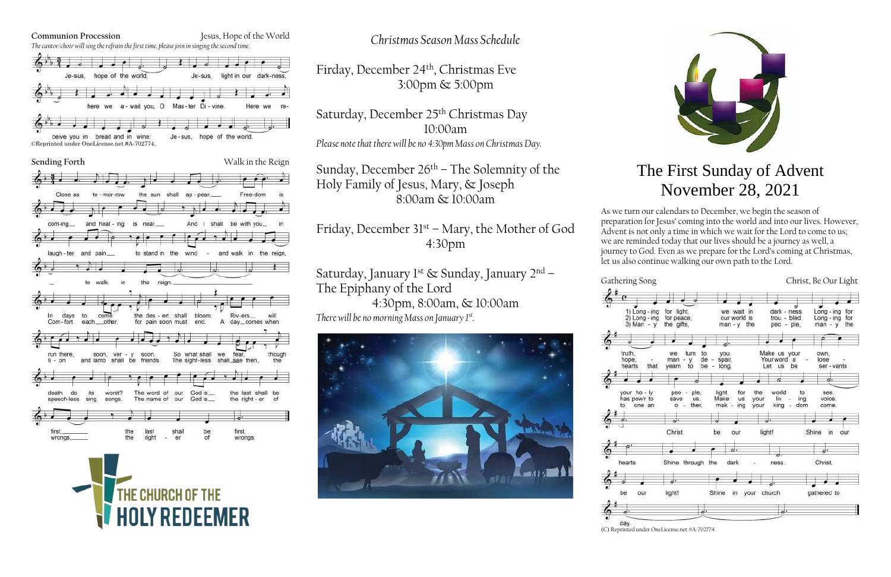**Communion Procession** Jesus, Hope of the World

*The cantor/choir will sing the refrain the first time, please join in singing the second time.*

Je-sus, hope of the world, Je-sus, light in our dark-ness, here we a-wait you, O Mas-ter Di-vine. Here we re-ceive you in bread and in wine: Je-sus, hope of the world.

©Reprinted under OneLicense.net #A-702774.

**Sending Forth** Walk in the Reign

Close as to-mor-row the sun shall ap-pear. Free-dom is com-ing and heal-ing is near. And I shall be with you in laugh-ter and pain to stand in the wind and walk in the reign, to walk in the reign.

In days to come the des-ert shall bloom. Riv-ers will run there, soon, ver-y soon. So what shall we fear, though death do its worst? The word of our God is the last shall be first, the last shall be first.

Com-fort each other, for pain soon must end. A day comes when li-on and lamb shall be friends. The sight-less shall see then, the speech-less sing songs. The name of our God is the right-er of wrongs, the right-er of wrongs.

THE CHURCH OF THE HOLY REDEEMER

*Christmas Season Mass Schedule*

Firday, December 24th, Christmas Eve
3:00pm & 5:00pm

Saturday, December 25th Christmas Day
10:00am
*Please note that there will be no 4:30pm Mass on Christmas Day.*

Sunday, December 26th – The Solemnity of the Holy Family of Jesus, Mary, & Joseph
8:00am & 10:00am

Friday, December 31st – Mary, the Mother of God
4:30pm

Saturday, January 1st & Sunday, January 2nd – The Epiphany of the Lord
4:30pm, 8:00am, & 10:00am
*There will be no morning Mass on January 1st.*

# The First Sunday of Advent
## November 28, 2021

As we turn our calendars to December, we begin the season of preparation for Jesus' coming into the world and into our lives. However, Advent is not only a time in which we wait for the Lord to come to us; we are reminded today that our lives should be a journey as well, a journey to God. Even as we prepare for the Lord's coming at Christmas, let us also continue walking our own path to the Lord.

**Gathering Song** Christ, Be Our Light

1) Long-ing for light, we wait in dark-ness. Long-ing for truth, we turn to you. Make us your own, your ho-ly peo-ple, light for the world to see.

2) Long-ing for peace, our world is trou-bled. Long-ing for hope, man-y de-spair. Your word a-lone has pow'r to save us. Make us your liv-ing voice.

3) Man-y the gifts, man-y the peo-ple, man-y the hearts that yearn to be-long. Let us be ser-vants to one an-o-ther, mak-ing your king-dom come.

Christ be our light! Shine in our hearts. Shine through the dark-ness. Christ, be our light! Shine in your church gathered to-day.

(C) Reprinted under OneLicense.net #A-702774.